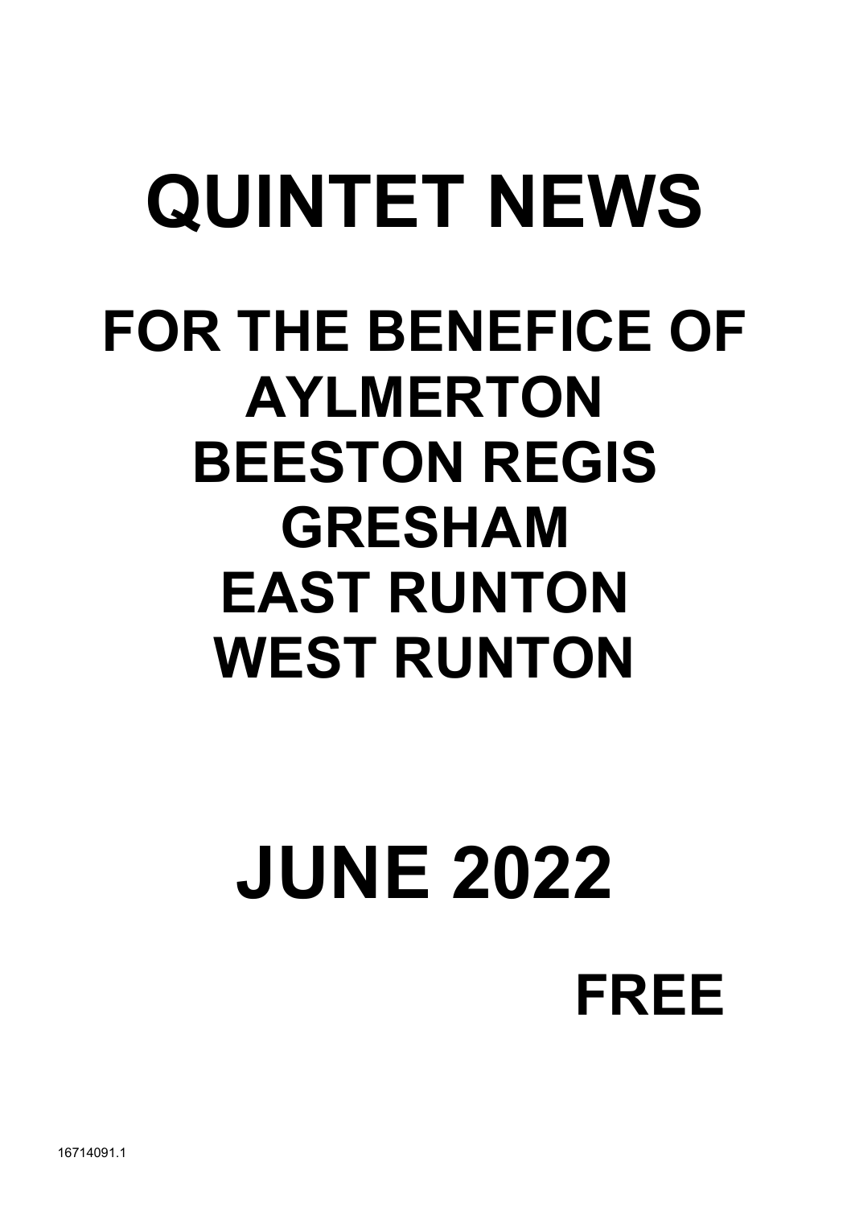# QUINTET NEWS

## FOR THE BENEFICE OF
## AYLMERTON
## BEESTON REGIS
## GRESHAM
## EAST RUNTON
## WEST RUNTON

# JUNE 2022

**FREE**

16714091.1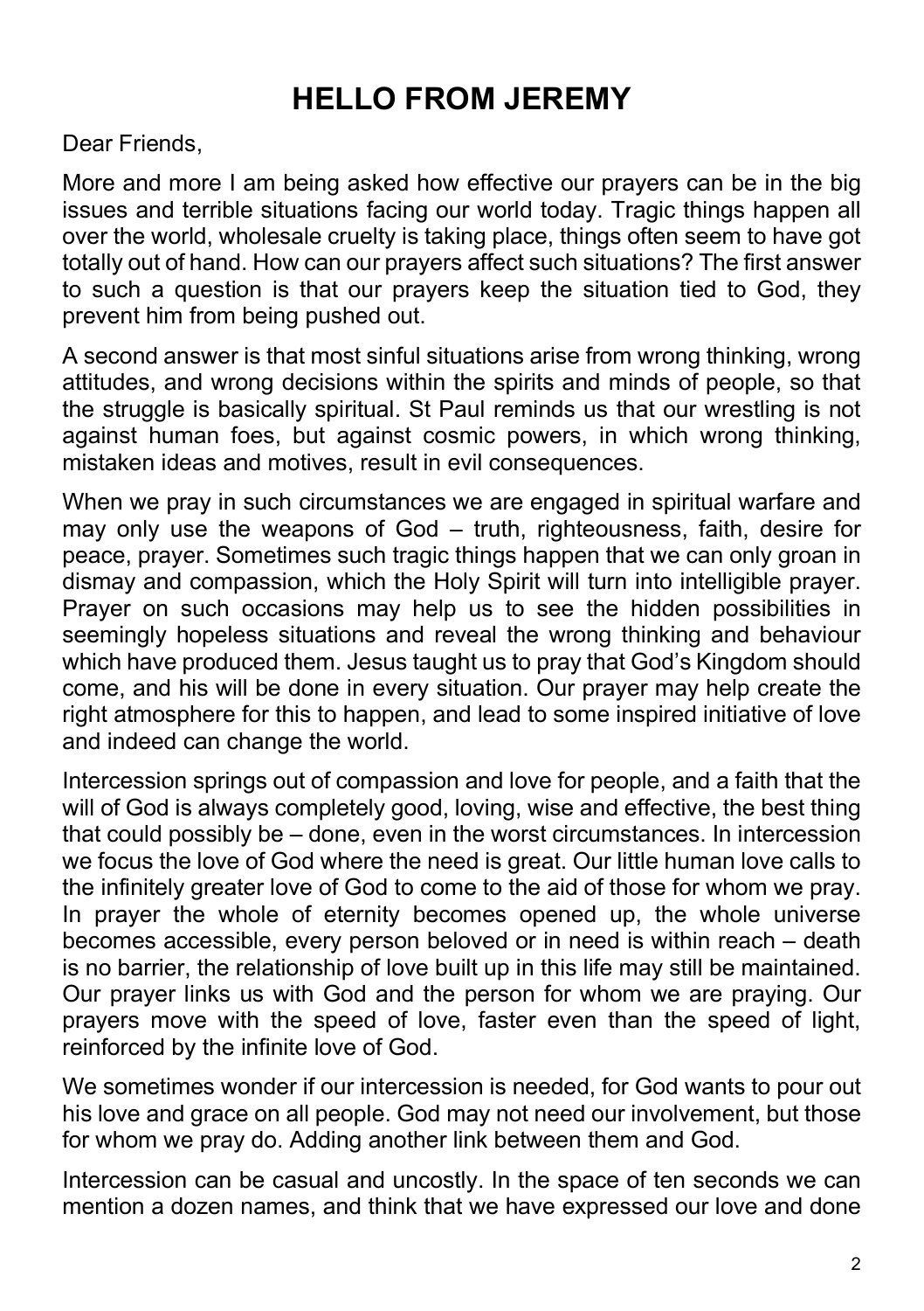# HELLO FROM JEREMY

Dear Friends,

More and more I am being asked how effective our prayers can be in the big issues and terrible situations facing our world today. Tragic things happen all over the world, wholesale cruelty is taking place, things often seem to have got totally out of hand. How can our prayers affect such situations? The first answer to such a question is that our prayers keep the situation tied to God, they prevent him from being pushed out.

A second answer is that most sinful situations arise from wrong thinking, wrong attitudes, and wrong decisions within the spirits and minds of people, so that the struggle is basically spiritual. St Paul reminds us that our wrestling is not against human foes, but against cosmic powers, in which wrong thinking, mistaken ideas and motives, result in evil consequences.

When we pray in such circumstances we are engaged in spiritual warfare and may only use the weapons of God – truth, righteousness, faith, desire for peace, prayer. Sometimes such tragic things happen that we can only groan in dismay and compassion, which the Holy Spirit will turn into intelligible prayer. Prayer on such occasions may help us to see the hidden possibilities in seemingly hopeless situations and reveal the wrong thinking and behaviour which have produced them. Jesus taught us to pray that God's Kingdom should come, and his will be done in every situation. Our prayer may help create the right atmosphere for this to happen, and lead to some inspired initiative of love and indeed can change the world.

Intercession springs out of compassion and love for people, and a faith that the will of God is always completely good, loving, wise and effective, the best thing that could possibly be – done, even in the worst circumstances. In intercession we focus the love of God where the need is great. Our little human love calls to the infinitely greater love of God to come to the aid of those for whom we pray. In prayer the whole of eternity becomes opened up, the whole universe becomes accessible, every person beloved or in need is within reach – death is no barrier, the relationship of love built up in this life may still be maintained. Our prayer links us with God and the person for whom we are praying. Our prayers move with the speed of love, faster even than the speed of light, reinforced by the infinite love of God.

We sometimes wonder if our intercession is needed, for God wants to pour out his love and grace on all people. God may not need our involvement, but those for whom we pray do. Adding another link between them and God.

Intercession can be casual and uncostly. In the space of ten seconds we can mention a dozen names, and think that we have expressed our love and done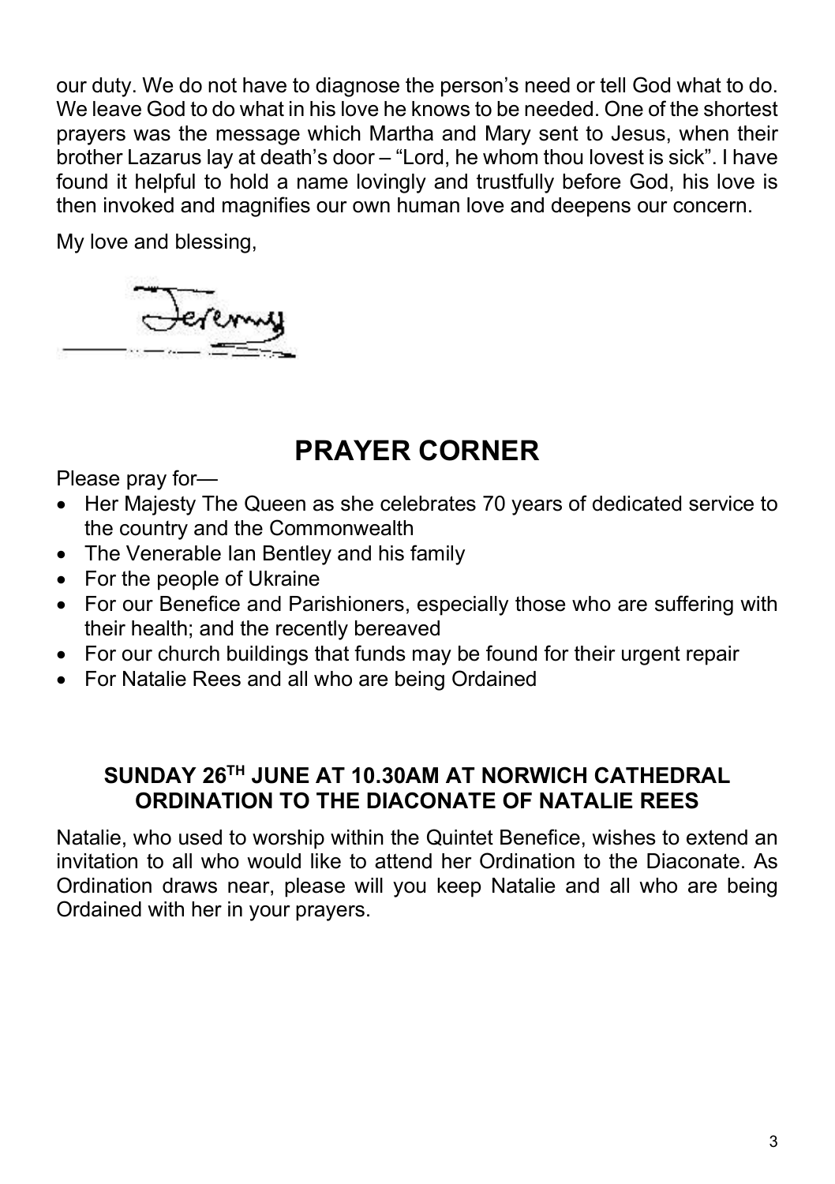our duty. We do not have to diagnose the person's need or tell God what to do. We leave God to do what in his love he knows to be needed. One of the shortest prayers was the message which Martha and Mary sent to Jesus, when their brother Lazarus lay at death's door – "Lord, he whom thou lovest is sick". I have found it helpful to hold a name lovingly and trustfully before God, his love is then invoked and magnifies our own human love and deepens our concern.

My love and blessing,

Jeremy

# PRAYER CORNER

Please pray for—

- Her Majesty The Queen as she celebrates 70 years of dedicated service to the country and the Commonwealth
- The Venerable Ian Bentley and his family
- For the people of Ukraine
- For our Benefice and Parishioners, especially those who are suffering with their health; and the recently bereaved
- For our church buildings that funds may be found for their urgent repair
- For Natalie Rees and all who are being Ordained

**SUNDAY 26TH JUNE AT 10.30AM AT NORWICH CATHEDRAL**
**ORDINATION TO THE DIACONATE OF NATALIE REES**

Natalie, who used to worship within the Quintet Benefice, wishes to extend an invitation to all who would like to attend her Ordination to the Diaconate. As Ordination draws near, please will you keep Natalie and all who are being Ordained with her in your prayers.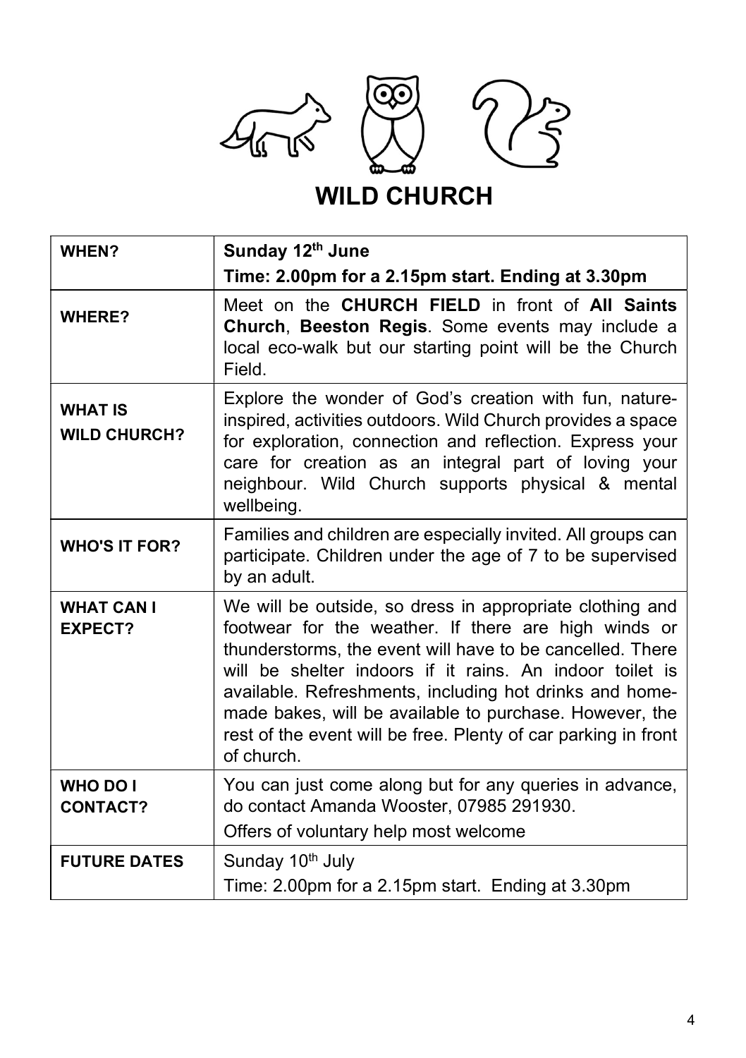# WILD CHURCH

| | |
|---|---|
| **WHEN?** | **Sunday 12th June**<br>**Time: 2.00pm for a 2.15pm start. Ending at 3.30pm** |
| **WHERE?** | Meet on the **CHURCH FIELD** in front of **All Saints Church**, **Beeston Regis**. Some events may include a local eco-walk but our starting point will be the Church Field. |
| **WHAT IS WILD CHURCH?** | Explore the wonder of God's creation with fun, nature-inspired, activities outdoors. Wild Church provides a space for exploration, connection and reflection. Express your care for creation as an integral part of loving your neighbour. Wild Church supports physical & mental wellbeing. |
| **WHO'S IT FOR?** | Families and children are especially invited. All groups can participate. Children under the age of 7 to be supervised by an adult. |
| **WHAT CAN I EXPECT?** | We will be outside, so dress in appropriate clothing and footwear for the weather. If there are high winds or thunderstorms, the event will have to be cancelled. There will be shelter indoors if it rains. An indoor toilet is available. Refreshments, including hot drinks and home-made bakes, will be available to purchase. However, the rest of the event will be free. Plenty of car parking in front of church. |
| **WHO DO I CONTACT?** | You can just come along but for any queries in advance, do contact Amanda Wooster, 07985 291930.<br>Offers of voluntary help most welcome |
| **FUTURE DATES** | Sunday 10th July<br>Time: 2.00pm for a 2.15pm start. Ending at 3.30pm |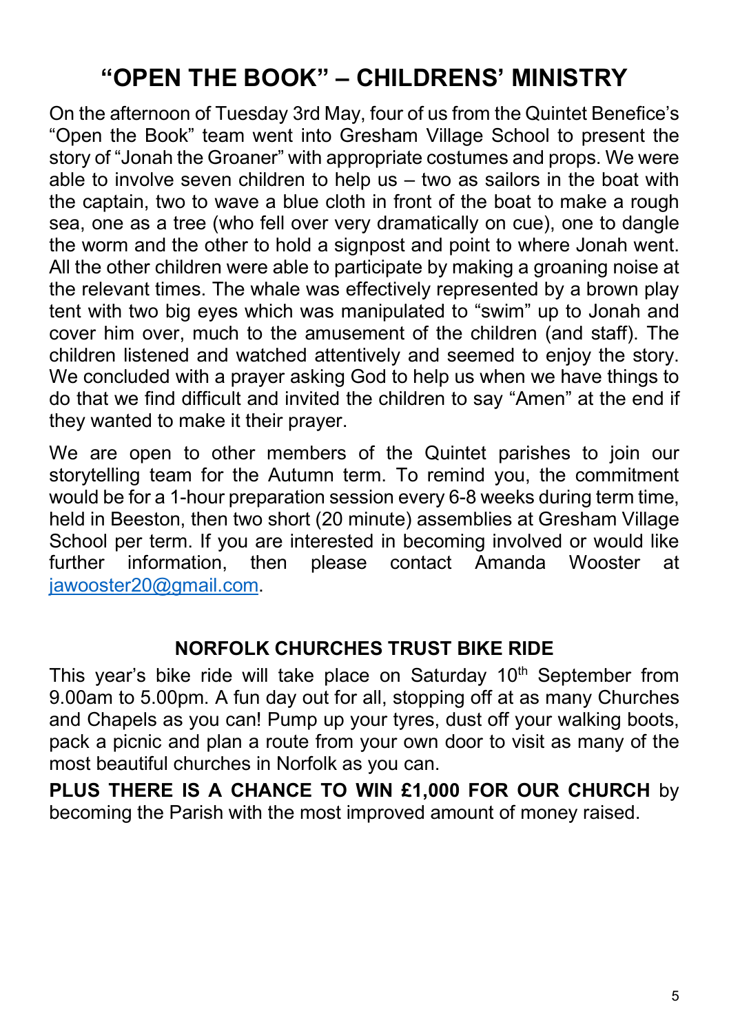# "OPEN THE BOOK" – CHILDRENS' MINISTRY

On the afternoon of Tuesday 3rd May, four of us from the Quintet Benefice's "Open the Book" team went into Gresham Village School to present the story of "Jonah the Groaner" with appropriate costumes and props. We were able to involve seven children to help us – two as sailors in the boat with the captain, two to wave a blue cloth in front of the boat to make a rough sea, one as a tree (who fell over very dramatically on cue), one to dangle the worm and the other to hold a signpost and point to where Jonah went. All the other children were able to participate by making a groaning noise at the relevant times. The whale was effectively represented by a brown play tent with two big eyes which was manipulated to "swim" up to Jonah and cover him over, much to the amusement of the children (and staff). The children listened and watched attentively and seemed to enjoy the story. We concluded with a prayer asking God to help us when we have things to do that we find difficult and invited the children to say "Amen" at the end if they wanted to make it their prayer.

We are open to other members of the Quintet parishes to join our storytelling team for the Autumn term. To remind you, the commitment would be for a 1-hour preparation session every 6-8 weeks during term time, held in Beeston, then two short (20 minute) assemblies at Gresham Village School per term. If you are interested in becoming involved or would like further information, then please contact Amanda Wooster at jawooster20@gmail.com.

## NORFOLK CHURCHES TRUST BIKE RIDE

This year's bike ride will take place on Saturday 10th September from 9.00am to 5.00pm. A fun day out for all, stopping off at as many Churches and Chapels as you can! Pump up your tyres, dust off your walking boots, pack a picnic and plan a route from your own door to visit as many of the most beautiful churches in Norfolk as you can.

**PLUS THERE IS A CHANCE TO WIN £1,000 FOR OUR CHURCH** by becoming the Parish with the most improved amount of money raised.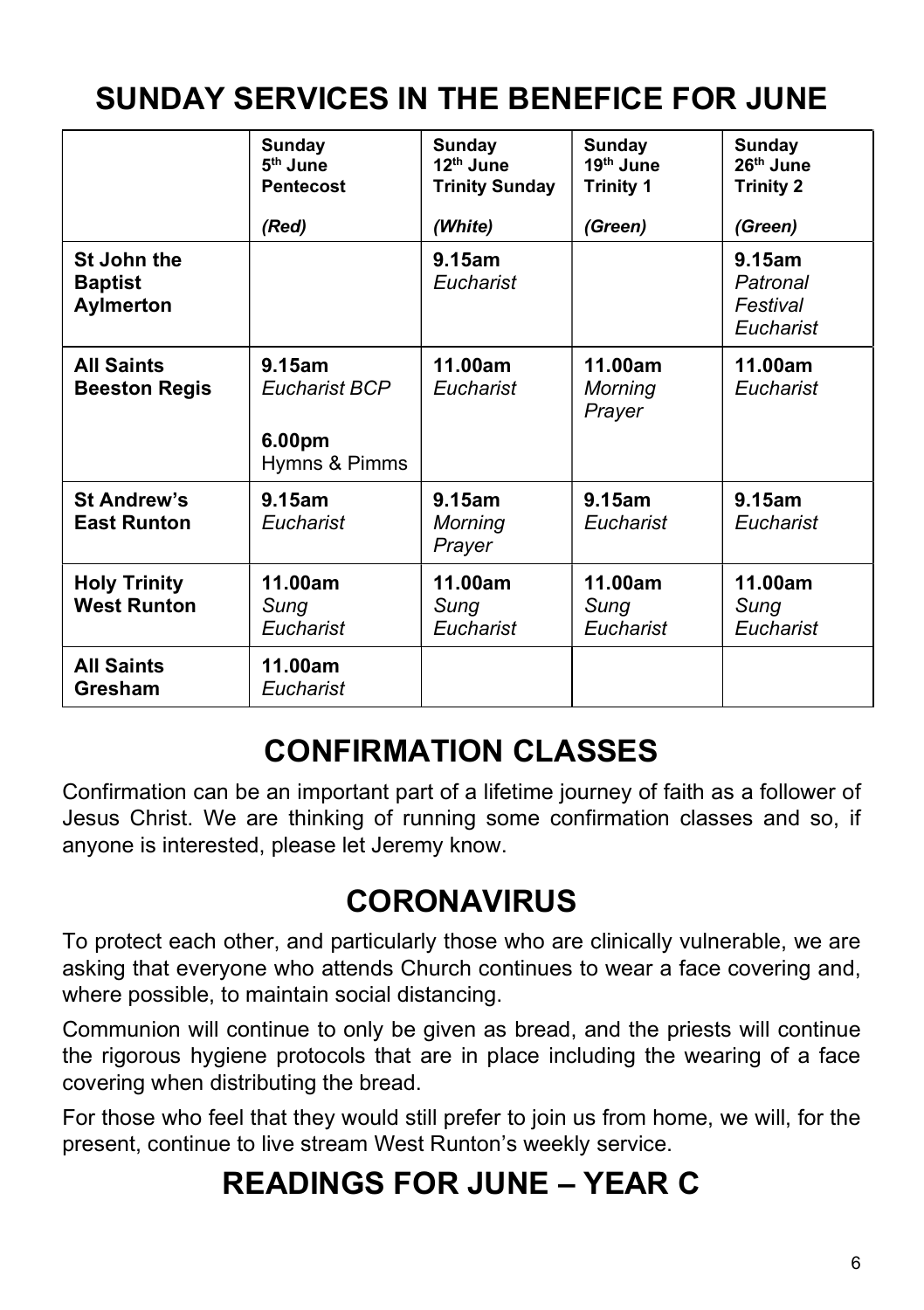# SUNDAY SERVICES IN THE BENEFICE FOR JUNE

| | **Sunday 5th June Pentecost** *(Red)* | **Sunday 12th June Trinity Sunday** *(White)* | **Sunday 19th June Trinity 1** *(Green)* | **Sunday 26th June Trinity 2** *(Green)* |
|---|---|---|---|---|
| **St John the Baptist Aylmerton** | | **9.15am** *Eucharist* | | **9.15am** *Patronal Festival Eucharist* |
| **All Saints Beeston Regis** | **9.15am** *Eucharist BCP* **6.00pm** Hymns & Pimms | **11.00am** *Eucharist* | **11.00am** *Morning Prayer* | **11.00am** *Eucharist* |
| **St Andrew's East Runton** | **9.15am** *Eucharist* | **9.15am** *Morning Prayer* | **9.15am** *Eucharist* | **9.15am** *Eucharist* |
| **Holy Trinity West Runton** | **11.00am** *Sung Eucharist* | **11.00am** *Sung Eucharist* | **11.00am** *Sung Eucharist* | **11.00am** *Sung Eucharist* |
| **All Saints Gresham** | **11.00am** *Eucharist* | | | |

# CONFIRMATION CLASSES

Confirmation can be an important part of a lifetime journey of faith as a follower of Jesus Christ. We are thinking of running some confirmation classes and so, if anyone is interested, please let Jeremy know.

# CORONAVIRUS

To protect each other, and particularly those who are clinically vulnerable, we are asking that everyone who attends Church continues to wear a face covering and, where possible, to maintain social distancing.

Communion will continue to only be given as bread, and the priests will continue the rigorous hygiene protocols that are in place including the wearing of a face covering when distributing the bread.

For those who feel that they would still prefer to join us from home, we will, for the present, continue to live stream West Runton's weekly service.

# READINGS FOR JUNE – YEAR C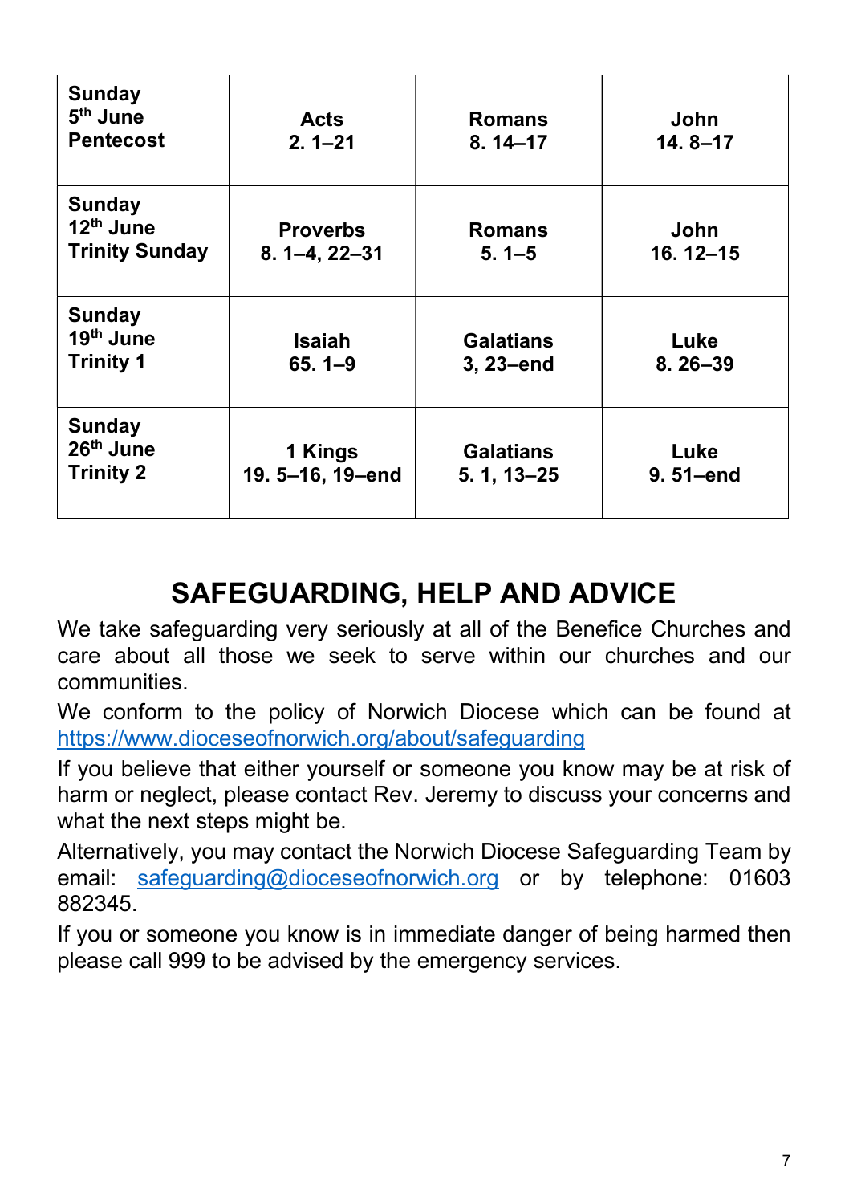| Sunday 5th June Pentecost | Acts 2. 1–21 | Romans 8. 14–17 | John 14. 8–17 |
|---|---|---|---|
| Sunday 12th June Trinity Sunday | Proverbs 8. 1–4, 22–31 | Romans 5. 1–5 | John 16. 12–15 |
| Sunday 19th June Trinity 1 | Isaiah 65. 1–9 | Galatians 3, 23–end | Luke 8. 26–39 |
| Sunday 26th June Trinity 2 | 1 Kings 19. 5–16, 19–end | Galatians 5. 1, 13–25 | Luke 9. 51–end |

## SAFEGUARDING, HELP AND ADVICE

We take safeguarding very seriously at all of the Benefice Churches and care about all those we seek to serve within our churches and our communities.

We conform to the policy of Norwich Diocese which can be found at https://www.dioceseofnorwich.org/about/safeguarding

If you believe that either yourself or someone you know may be at risk of harm or neglect, please contact Rev. Jeremy to discuss your concerns and what the next steps might be.

Alternatively, you may contact the Norwich Diocese Safeguarding Team by email: safeguarding@dioceseofnorwich.org or by telephone: 01603 882345.

If you or someone you know is in immediate danger of being harmed then please call 999 to be advised by the emergency services.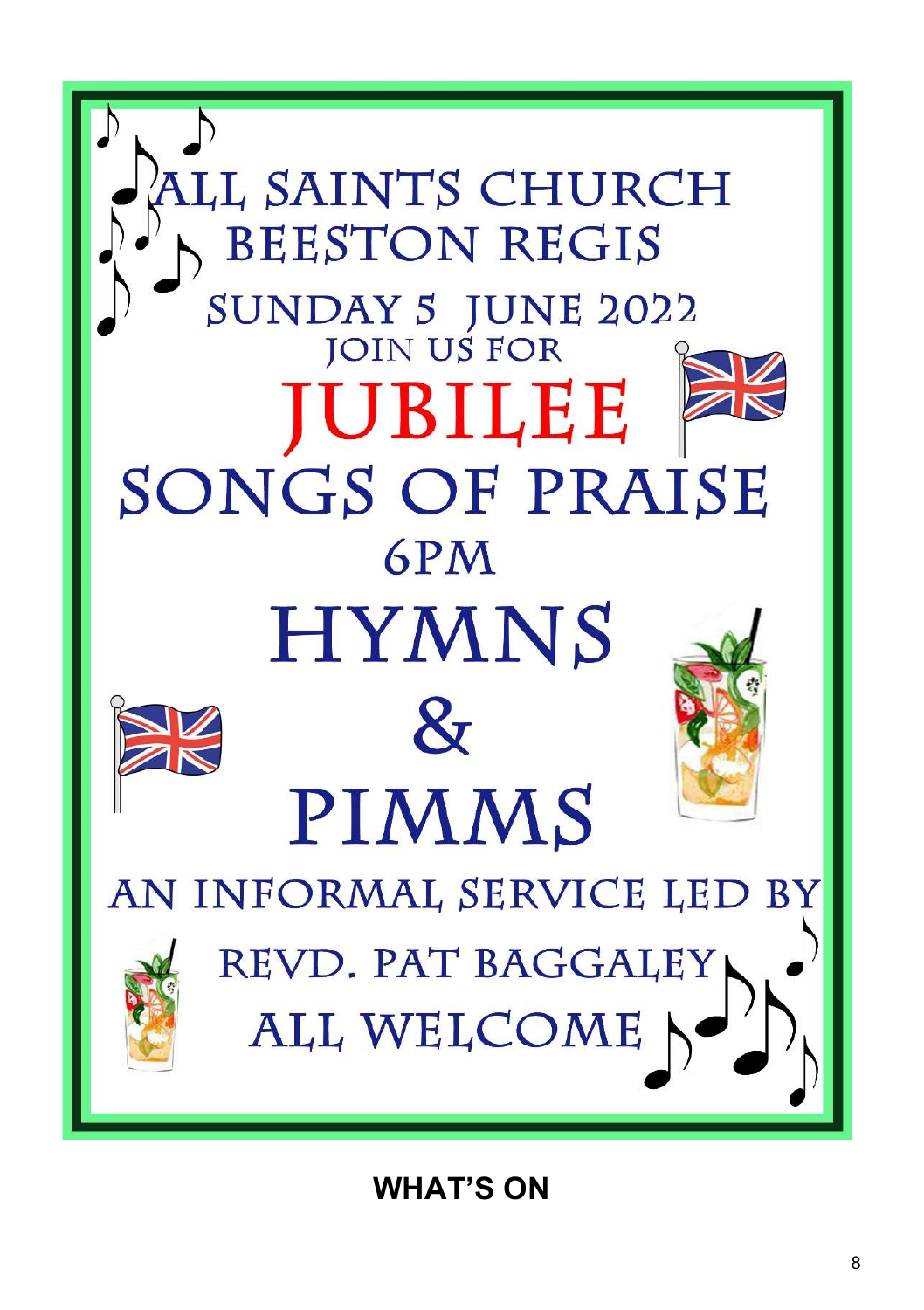# ALL SAINTS CHURCH BEESTON REGIS

## SUNDAY 5 JUNE 2022

JOIN US FOR

# JUBILEE SONGS OF PRAISE

## 6PM

# HYMNS & PIMMS

AN INFORMAL SERVICE LED BY

REVD. PAT BAGGALEY

ALL WELCOME

## WHAT'S ON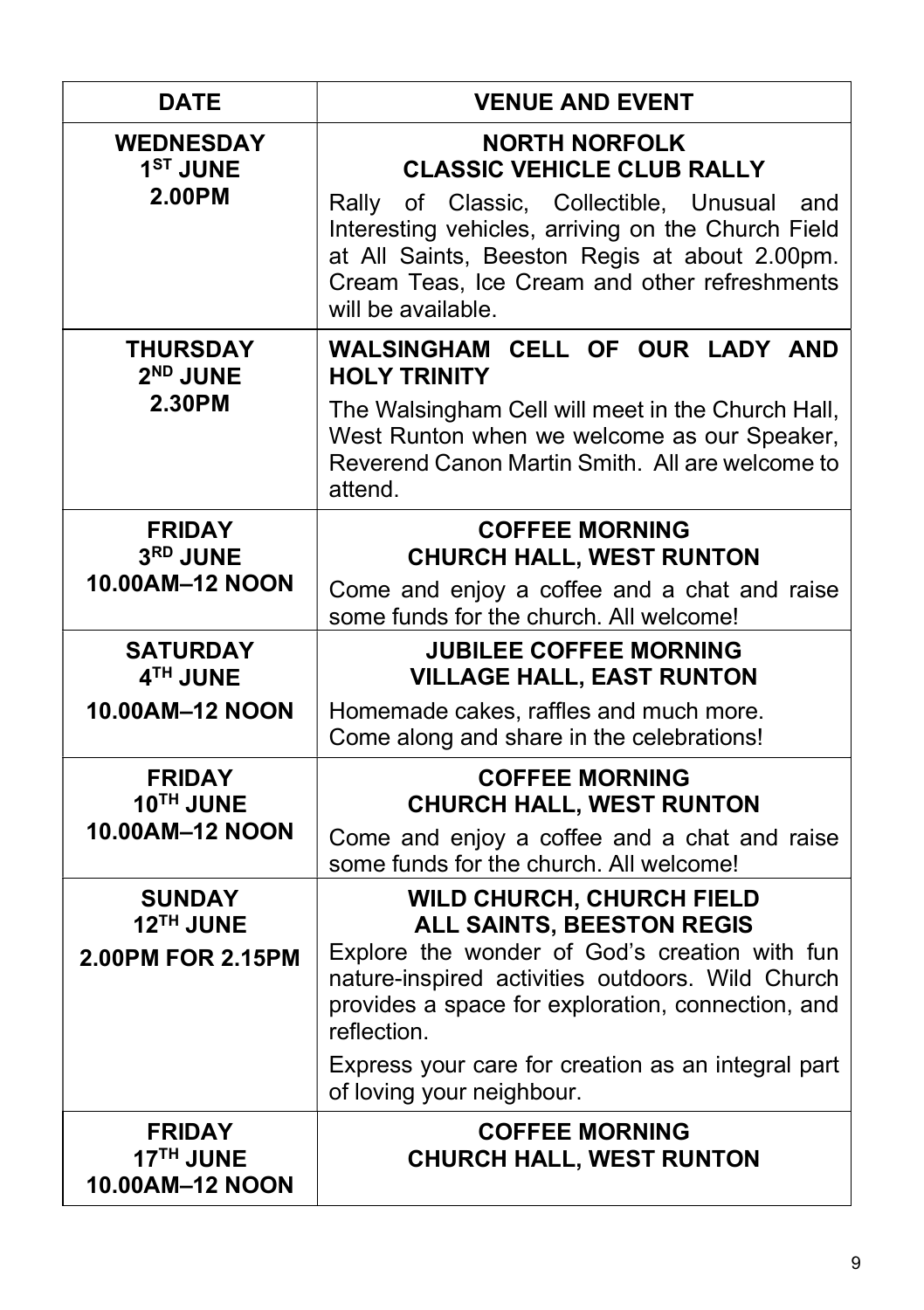| DATE | VENUE AND EVENT |
|---|---|
| **WEDNESDAY 1ST JUNE 2.00PM** | **NORTH NORFOLK CLASSIC VEHICLE CLUB RALLY**<br>Rally of Classic, Collectible, Unusual and Interesting vehicles, arriving on the Church Field at All Saints, Beeston Regis at about 2.00pm. Cream Teas, Ice Cream and other refreshments will be available. |
| **THURSDAY 2ND JUNE 2.30PM** | **WALSINGHAM CELL OF OUR LADY AND HOLY TRINITY**<br>The Walsingham Cell will meet in the Church Hall, West Runton when we welcome as our Speaker, Reverend Canon Martin Smith. All are welcome to attend. |
| **FRIDAY 3RD JUNE 10.00AM–12 NOON** | **COFFEE MORNING CHURCH HALL, WEST RUNTON**<br>Come and enjoy a coffee and a chat and raise some funds for the church. All welcome! |
| **SATURDAY 4TH JUNE 10.00AM–12 NOON** | **JUBILEE COFFEE MORNING VILLAGE HALL, EAST RUNTON**<br>Homemade cakes, raffles and much more. Come along and share in the celebrations! |
| **FRIDAY 10TH JUNE 10.00AM–12 NOON** | **COFFEE MORNING CHURCH HALL, WEST RUNTON**<br>Come and enjoy a coffee and a chat and raise some funds for the church. All welcome! |
| **SUNDAY 12TH JUNE 2.00PM FOR 2.15PM** | **WILD CHURCH, CHURCH FIELD ALL SAINTS, BEESTON REGIS**<br>Explore the wonder of God's creation with fun nature-inspired activities outdoors. Wild Church provides a space for exploration, connection, and reflection.<br>Express your care for creation as an integral part of loving your neighbour. |
| **FRIDAY 17TH JUNE 10.00AM–12 NOON** | **COFFEE MORNING CHURCH HALL, WEST RUNTON** |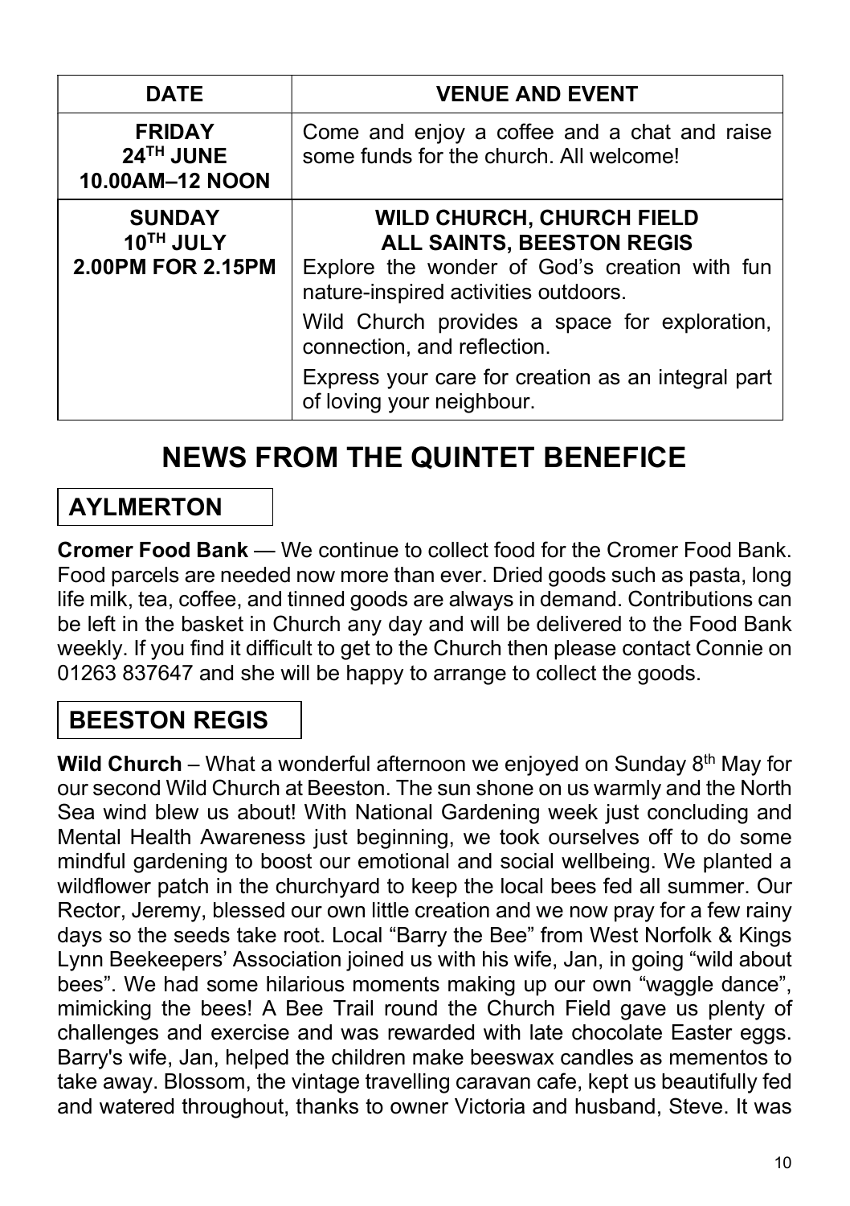| DATE | VENUE AND EVENT |
|---|---|
| **FRIDAY 24TH JUNE 10.00AM–12 NOON** | Come and enjoy a coffee and a chat and raise some funds for the church. All welcome! |
| **SUNDAY 10TH JULY 2.00PM FOR 2.15PM** | **WILD CHURCH, CHURCH FIELD ALL SAINTS, BEESTON REGIS** Explore the wonder of God's creation with fun nature-inspired activities outdoors. Wild Church provides a space for exploration, connection, and reflection. Express your care for creation as an integral part of loving your neighbour. |

# NEWS FROM THE QUINTET BENEFICE

## AYLMERTON

**Cromer Food Bank** — We continue to collect food for the Cromer Food Bank. Food parcels are needed now more than ever. Dried goods such as pasta, long life milk, tea, coffee, and tinned goods are always in demand. Contributions can be left in the basket in Church any day and will be delivered to the Food Bank weekly. If you find it difficult to get to the Church then please contact Connie on 01263 837647 and she will be happy to arrange to collect the goods.

## BEESTON REGIS

**Wild Church** – What a wonderful afternoon we enjoyed on Sunday 8th May for our second Wild Church at Beeston. The sun shone on us warmly and the North Sea wind blew us about! With National Gardening week just concluding and Mental Health Awareness just beginning, we took ourselves off to do some mindful gardening to boost our emotional and social wellbeing. We planted a wildflower patch in the churchyard to keep the local bees fed all summer. Our Rector, Jeremy, blessed our own little creation and we now pray for a few rainy days so the seeds take root. Local "Barry the Bee" from West Norfolk & Kings Lynn Beekeepers' Association joined us with his wife, Jan, in going "wild about bees". We had some hilarious moments making up our own "waggle dance", mimicking the bees! A Bee Trail round the Church Field gave us plenty of challenges and exercise and was rewarded with late chocolate Easter eggs. Barry's wife, Jan, helped the children make beeswax candles as mementos to take away. Blossom, the vintage travelling caravan cafe, kept us beautifully fed and watered throughout, thanks to owner Victoria and husband, Steve. It was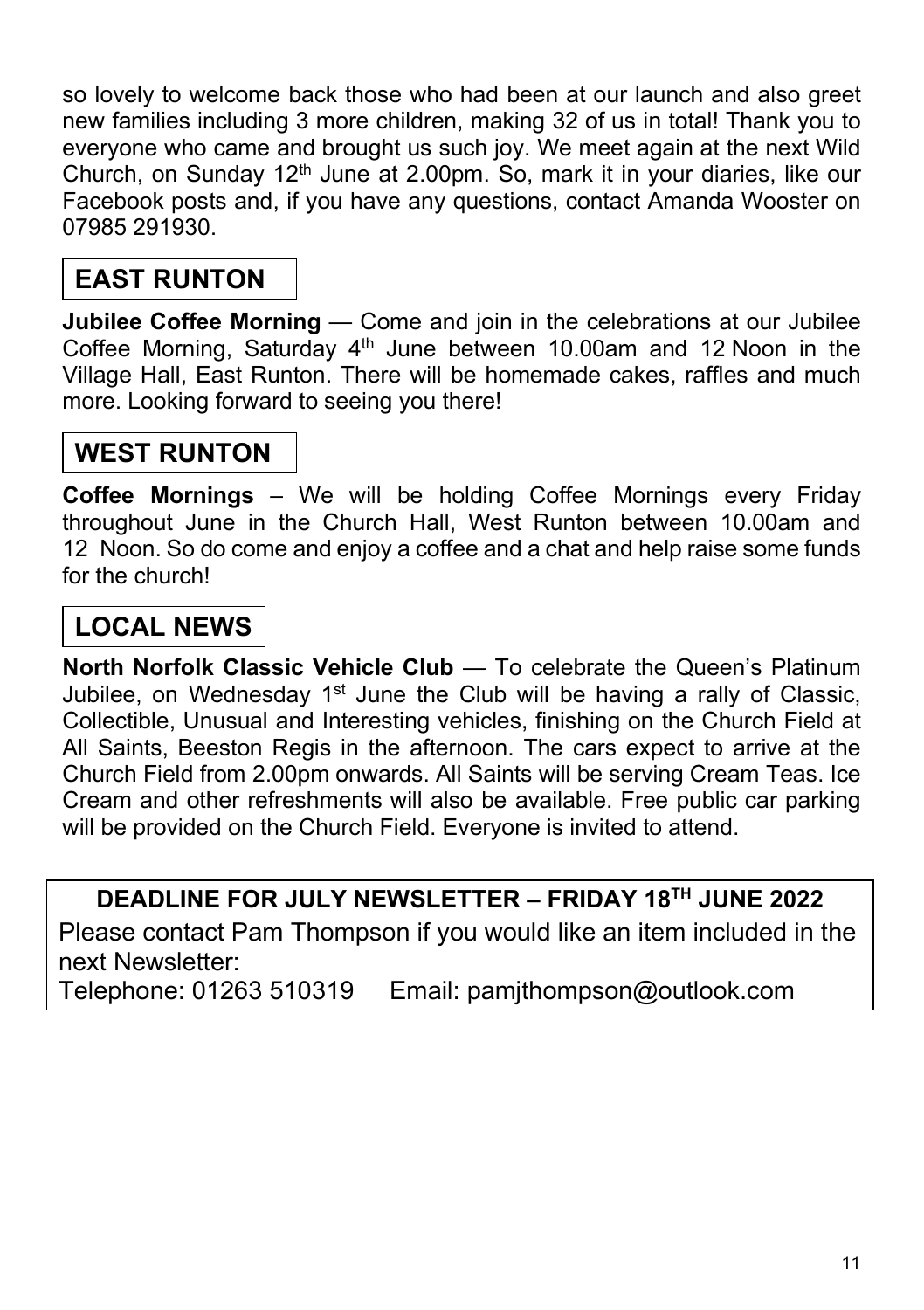so lovely to welcome back those who had been at our launch and also greet new families including 3 more children, making 32 of us in total! Thank you to everyone who came and brought us such joy. We meet again at the next Wild Church, on Sunday 12th June at 2.00pm. So, mark it in your diaries, like our Facebook posts and, if you have any questions, contact Amanda Wooster on 07985 291930.

## EAST RUNTON

**Jubilee Coffee Morning** — Come and join in the celebrations at our Jubilee Coffee Morning, Saturday 4th June between 10.00am and 12 Noon in the Village Hall, East Runton. There will be homemade cakes, raffles and much more. Looking forward to seeing you there!

## WEST RUNTON

**Coffee Mornings** – We will be holding Coffee Mornings every Friday throughout June in the Church Hall, West Runton between 10.00am and 12 Noon. So do come and enjoy a coffee and a chat and help raise some funds for the church!

## LOCAL NEWS

**North Norfolk Classic Vehicle Club** — To celebrate the Queen's Platinum Jubilee, on Wednesday 1st June the Club will be having a rally of Classic, Collectible, Unusual and Interesting vehicles, finishing on the Church Field at All Saints, Beeston Regis in the afternoon. The cars expect to arrive at the Church Field from 2.00pm onwards. All Saints will be serving Cream Teas. Ice Cream and other refreshments will also be available. Free public car parking will be provided on the Church Field. Everyone is invited to attend.

**DEADLINE FOR JULY NEWSLETTER – FRIDAY 18TH JUNE 2022**

Please contact Pam Thompson if you would like an item included in the next Newsletter:

Telephone: 01263 510319 Email: pamjthompson@outlook.com